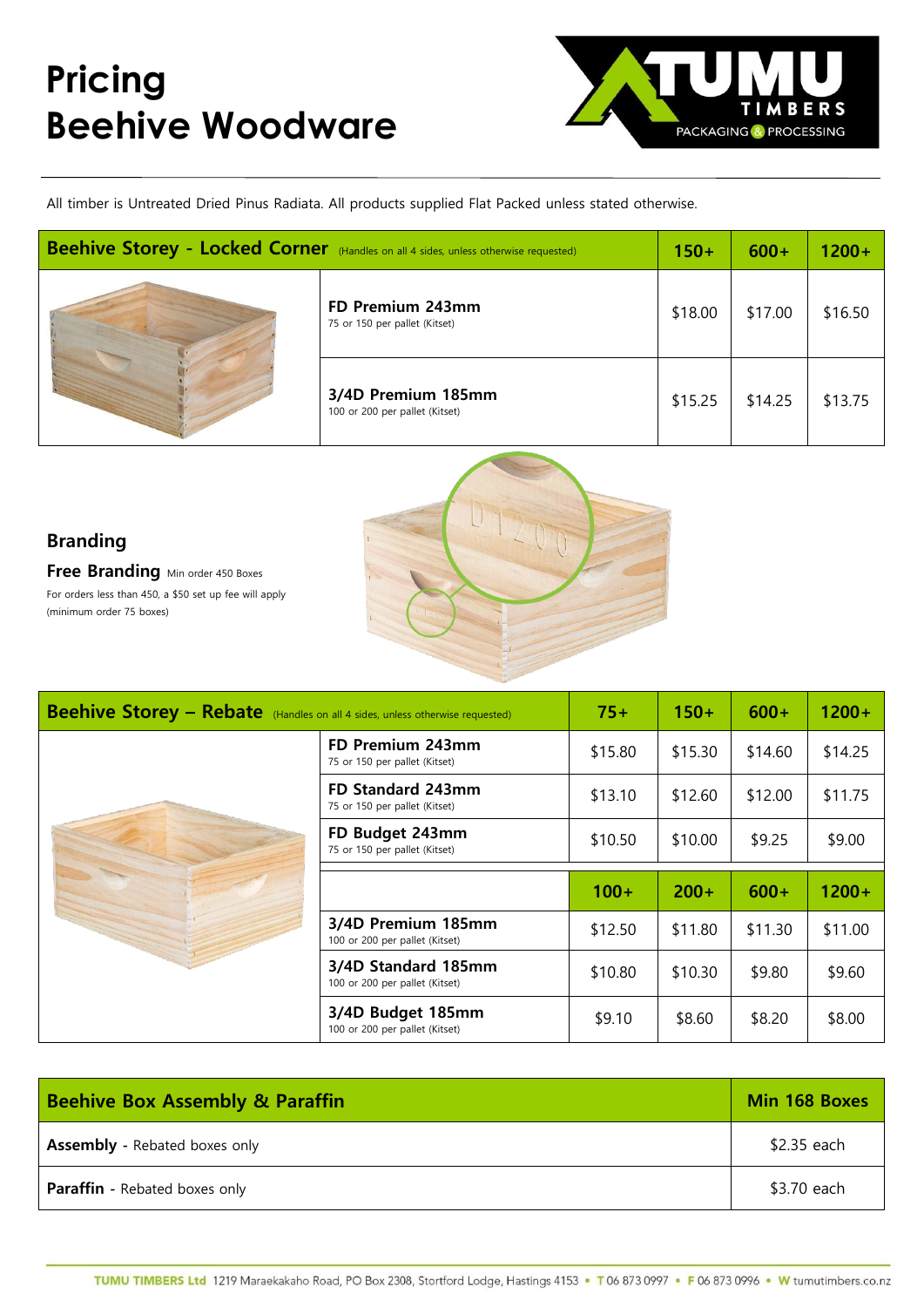# Pricing
# Beehive Woodware

All timber is Untreated Dried Pinus Radiata. All products supplied Flat Packed unless stated otherwise.

| **Beehive Storey - Locked Corner** (Handles on all 4 sides, unless otherwise requested) | 150+ | 600+ | 1200+ |
|---|---|---|---|
| **FD Premium 243mm** 75 or 150 per pallet (Kitset) | $18.00 | $17.00 | $16.50 |
| **3/4D Premium 185mm** 100 or 200 per pallet (Kitset) | $15.25 | $14.25 | $13.75 |

## Branding

**Free Branding** Min order 450 Boxes

For orders less than 450, a $50 set up fee will apply (minimum order 75 boxes)

| **Beehive Storey – Rebate** (Handles on all 4 sides, unless otherwise requested) | 75+ | 150+ | 600+ | 1200+ |
|---|---|---|---|---|
| **FD Premium 243mm** 75 or 150 per pallet (Kitset) | $15.80 | $15.30 | $14.60 | $14.25 |
| **FD Standard 243mm** 75 or 150 per pallet (Kitset) | $13.10 | $12.60 | $12.00 | $11.75 |
| **FD Budget 243mm** 75 or 150 per pallet (Kitset) | $10.50 | $10.00 | $9.25 | $9.00 |
| | **100+** | **200+** | **600+** | **1200+** |
| **3/4D Premium 185mm** 100 or 200 per pallet (Kitset) | $12.50 | $11.80 | $11.30 | $11.00 |
| **3/4D Standard 185mm** 100 or 200 per pallet (Kitset) | $10.80 | $10.30 | $9.80 | $9.60 |
| **3/4D Budget 185mm** 100 or 200 per pallet (Kitset) | $9.10 | $8.60 | $8.20 | $8.00 |

| **Beehive Box Assembly & Paraffin** | **Min 168 Boxes** |
|---|---|
| **Assembly** - Rebated boxes only | $2.35 each |
| **Paraffin** - Rebated boxes only | $3.70 each |

**TUMU TIMBERS Ltd** 1219 Maraekakaho Road, PO Box 2308, Stortford Lodge, Hastings 4153 • T 06 873 0997 • F 06 873 0996 • W tumutimbers.co.nz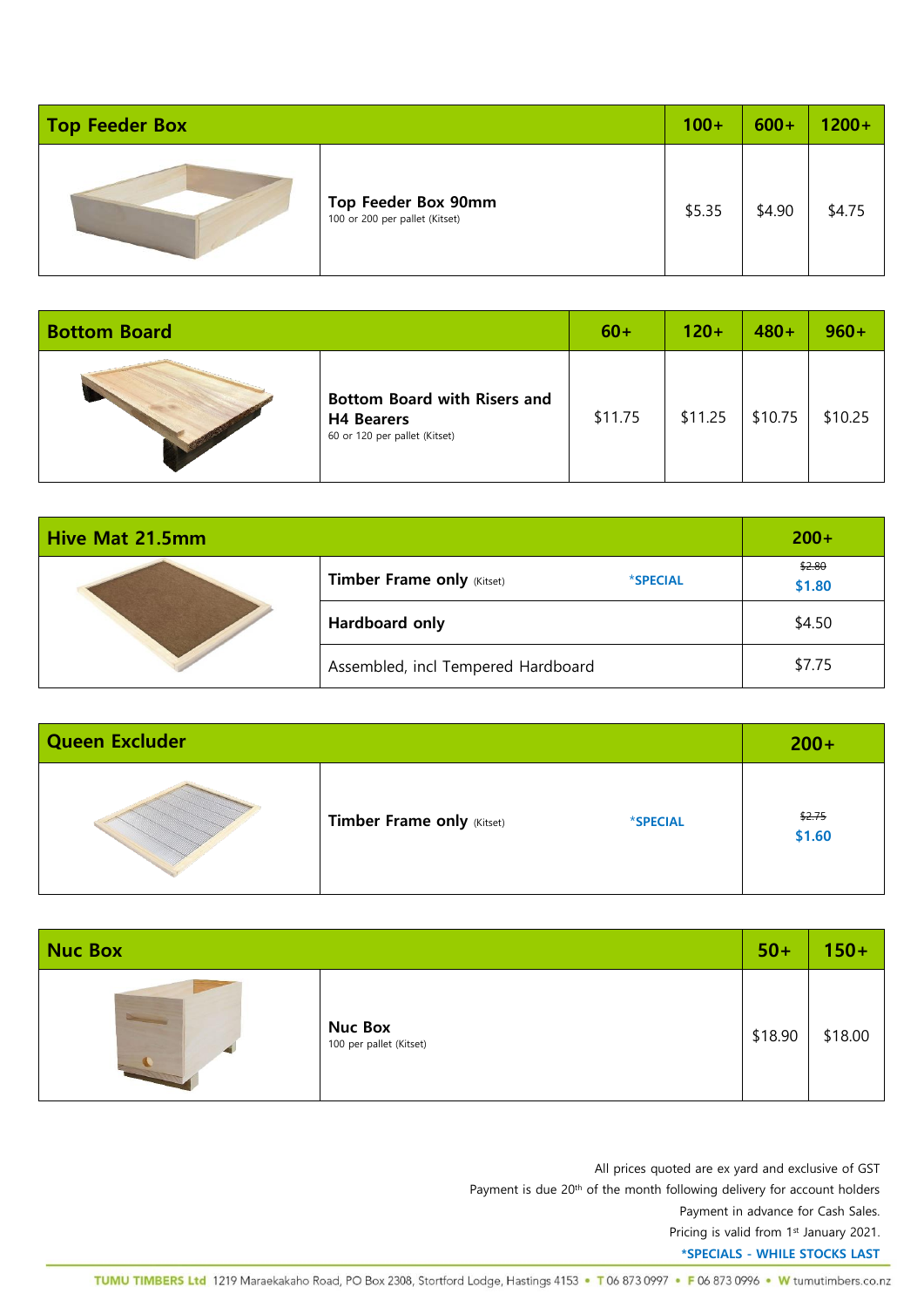| Top Feeder Box | | 100+ | 600+ | 1200+ |
|---|---|---|---|---|
| | **Top Feeder Box 90mm** 100 or 200 per pallet (Kitset) | $5.35 | $4.90 | $4.75 |

| Bottom Board | | 60+ | 120+ | 480+ | 960+ |
|---|---|---|---|---|---|
| | **Bottom Board with Risers and H4 Bearers** 60 or 120 per pallet (Kitset) | $11.75 | $11.25 | $10.75 | $10.25 |

| Hive Mat 21.5mm | | | 200+ |
|---|---|---|---|
| | **Timber Frame only** (Kitset) | *SPECIAL | ~~$2.80~~ **$1.80** |
| | **Hardboard only** | | $4.50 |
| | Assembled, incl Tempered Hardboard | | $7.75 |

| Queen Excluder | | | 200+ |
|---|---|---|---|
| | **Timber Frame only** (Kitset) | *SPECIAL | ~~$2.75~~ **$1.60** |

| Nuc Box | | 50+ | 150+ |
|---|---|---|---|
| | **Nuc Box** 100 per pallet (Kitset) | $18.90 | $18.00 |

All prices quoted are ex yard and exclusive of GST
Payment is due 20th of the month following delivery for account holders
Payment in advance for Cash Sales.
Pricing is valid from 1st January 2021.
**\*SPECIALS - WHILE STOCKS LAST**

**TUMU TIMBERS Ltd** 1219 Maraekakaho Road, PO Box 2308, Stortford Lodge, Hastings 4153 • T 06 873 0997 • F 06 873 0996 • W tumutimbers.co.nz